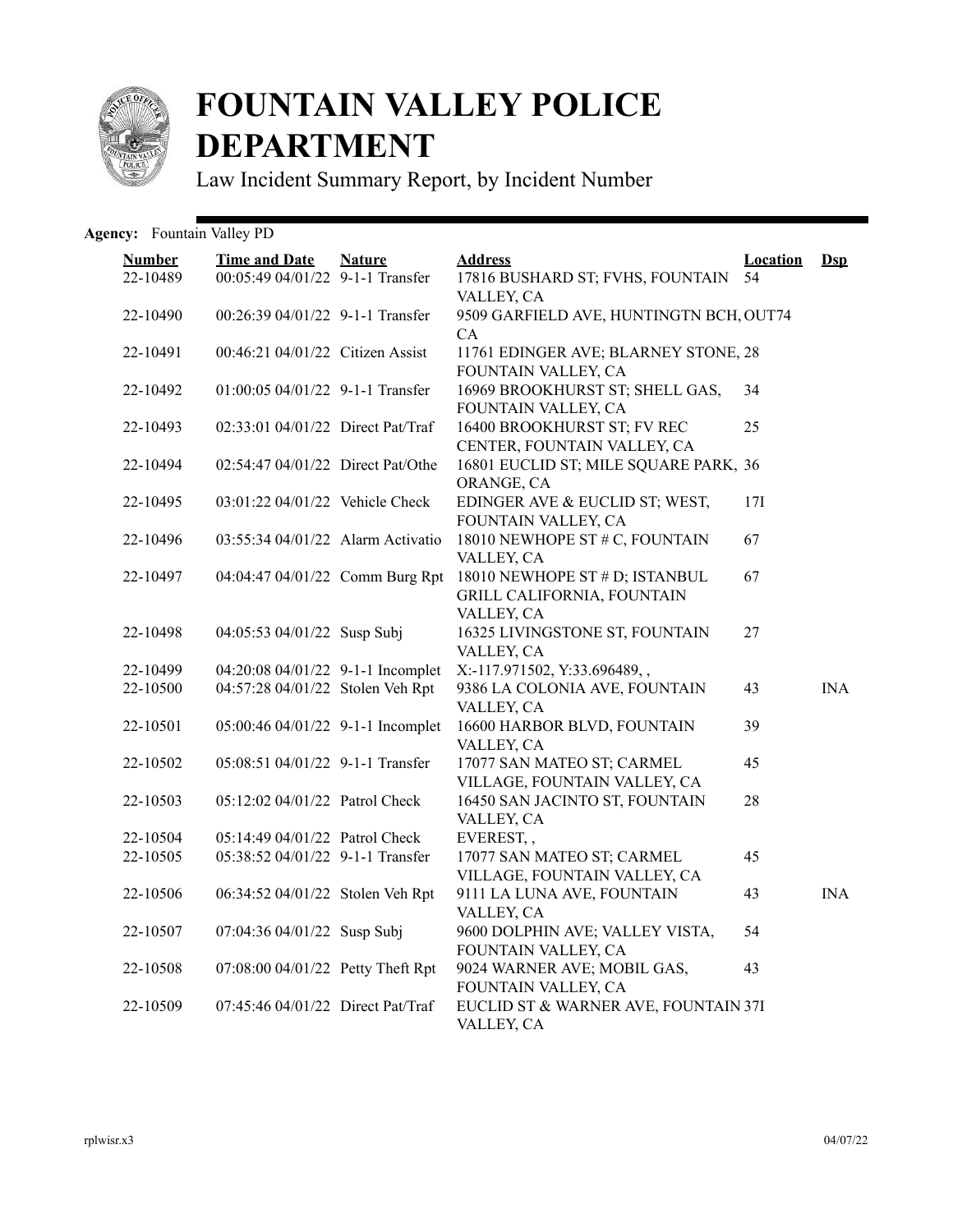# FOUNTAIN VALLEY POLICE DEPARTMENT

Law Incident Summary Report, by Incident Number

**Agency:** Fountain Valley PD

| Number | Time and Date | Nature | Address | Location | Dsp |
|---|---|---|---|---|---|
| 22-10489 | 00:05:49 04/01/22 | 9-1-1 Transfer | 17816 BUSHARD ST; FVHS, FOUNTAIN VALLEY, CA | 54 | |
| 22-10490 | 00:26:39 04/01/22 | 9-1-1 Transfer | 9509 GARFIELD AVE, HUNTINGTN BCH, CA | OUT74 | |
| 22-10491 | 00:46:21 04/01/22 | Citizen Assist | 11761 EDINGER AVE; BLARNEY STONE, FOUNTAIN VALLEY, CA | 28 | |
| 22-10492 | 01:00:05 04/01/22 | 9-1-1 Transfer | 16969 BROOKHURST ST; SHELL GAS, FOUNTAIN VALLEY, CA | 34 | |
| 22-10493 | 02:33:01 04/01/22 | Direct Pat/Traf | 16400 BROOKHURST ST; FV REC CENTER, FOUNTAIN VALLEY, CA | 25 | |
| 22-10494 | 02:54:47 04/01/22 | Direct Pat/Othe | 16801 EUCLID ST; MILE SQUARE PARK, ORANGE, CA | 36 | |
| 22-10495 | 03:01:22 04/01/22 | Vehicle Check | EDINGER AVE & EUCLID ST; WEST, FOUNTAIN VALLEY, CA | 17I | |
| 22-10496 | 03:55:34 04/01/22 | Alarm Activatio | 18010 NEWHOPE ST # C, FOUNTAIN VALLEY, CA | 67 | |
| 22-10497 | 04:04:47 04/01/22 | Comm Burg Rpt | 18010 NEWHOPE ST # D; ISTANBUL GRILL CALIFORNIA, FOUNTAIN VALLEY, CA | 67 | |
| 22-10498 | 04:05:53 04/01/22 | Susp Subj | 16325 LIVINGSTONE ST, FOUNTAIN VALLEY, CA | 27 | |
| 22-10499 | 04:20:08 04/01/22 | 9-1-1 Incomplet | X:-117.971502, Y:33.696489, , | | |
| 22-10500 | 04:57:28 04/01/22 | Stolen Veh Rpt | 9386 LA COLONIA AVE, FOUNTAIN VALLEY, CA | 43 | INA |
| 22-10501 | 05:00:46 04/01/22 | 9-1-1 Incomplet | 16600 HARBOR BLVD, FOUNTAIN VALLEY, CA | 39 | |
| 22-10502 | 05:08:51 04/01/22 | 9-1-1 Transfer | 17077 SAN MATEO ST; CARMEL VILLAGE, FOUNTAIN VALLEY, CA | 45 | |
| 22-10503 | 05:12:02 04/01/22 | Patrol Check | 16450 SAN JACINTO ST, FOUNTAIN VALLEY, CA | 28 | |
| 22-10504 | 05:14:49 04/01/22 | Patrol Check | EVEREST, , | | |
| 22-10505 | 05:38:52 04/01/22 | 9-1-1 Transfer | 17077 SAN MATEO ST; CARMEL VILLAGE, FOUNTAIN VALLEY, CA | 45 | |
| 22-10506 | 06:34:52 04/01/22 | Stolen Veh Rpt | 9111 LA LUNA AVE, FOUNTAIN VALLEY, CA | 43 | INA |
| 22-10507 | 07:04:36 04/01/22 | Susp Subj | 9600 DOLPHIN AVE; VALLEY VISTA, FOUNTAIN VALLEY, CA | 54 | |
| 22-10508 | 07:08:00 04/01/22 | Petty Theft Rpt | 9024 WARNER AVE; MOBIL GAS, FOUNTAIN VALLEY, CA | 43 | |
| 22-10509 | 07:45:46 04/01/22 | Direct Pat/Traf | EUCLID ST & WARNER AVE, FOUNTAIN VALLEY, CA | 37I | |

rplwisr.x3 04/07/22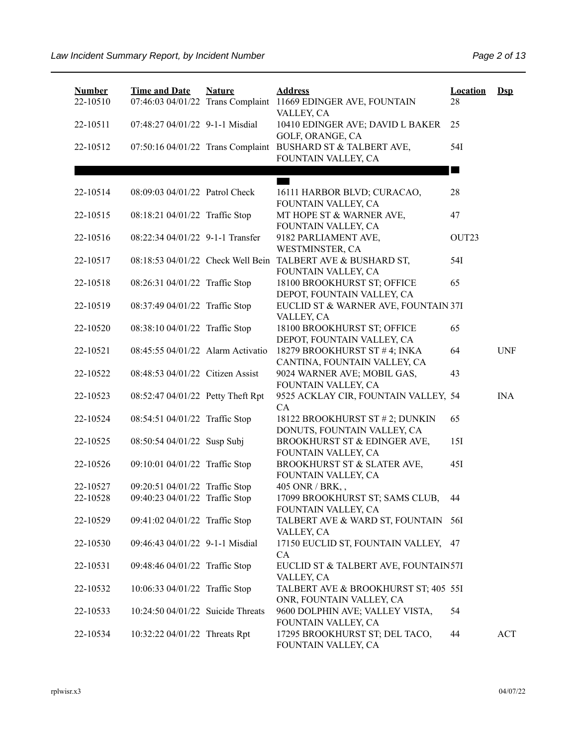| Number | Time and Date | Nature | Address | Location | Dsp |
|---|---|---|---|---|---|
| 22-10510 | 07:46:03 04/01/22 | Trans Complaint | 11669 EDINGER AVE, FOUNTAIN VALLEY, CA | 28 | |
| 22-10511 | 07:48:27 04/01/22 | 9-1-1 Misdial | 10410 EDINGER AVE; DAVID L BAKER GOLF, ORANGE, CA | 25 | |
| 22-10512 | 07:50:16 04/01/22 | Trans Complaint | BUSHARD ST & TALBERT AVE, FOUNTAIN VALLEY, CA | 54I | |
| | | | | | |
| 22-10514 | 08:09:03 04/01/22 | Patrol Check | 16111 HARBOR BLVD; CURACAO, FOUNTAIN VALLEY, CA | 28 | |
| 22-10515 | 08:18:21 04/01/22 | Traffic Stop | MT HOPE ST & WARNER AVE, FOUNTAIN VALLEY, CA | 47 | |
| 22-10516 | 08:22:34 04/01/22 | 9-1-1 Transfer | 9182 PARLIAMENT AVE, WESTMINSTER, CA | OUT23 | |
| 22-10517 | 08:18:53 04/01/22 | Check Well Bein | TALBERT AVE & BUSHARD ST, FOUNTAIN VALLEY, CA | 54I | |
| 22-10518 | 08:26:31 04/01/22 | Traffic Stop | 18100 BROOKHURST ST; OFFICE DEPOT, FOUNTAIN VALLEY, CA | 65 | |
| 22-10519 | 08:37:49 04/01/22 | Traffic Stop | EUCLID ST & WARNER AVE, FOUNTAIN VALLEY, CA | 37I | |
| 22-10520 | 08:38:10 04/01/22 | Traffic Stop | 18100 BROOKHURST ST; OFFICE DEPOT, FOUNTAIN VALLEY, CA | 65 | |
| 22-10521 | 08:45:55 04/01/22 | Alarm Activatio | 18279 BROOKHURST ST # 4; INKA CANTINA, FOUNTAIN VALLEY, CA | 64 | UNF |
| 22-10522 | 08:48:53 04/01/22 | Citizen Assist | 9024 WARNER AVE; MOBIL GAS, FOUNTAIN VALLEY, CA | 43 | |
| 22-10523 | 08:52:47 04/01/22 | Petty Theft Rpt | 9525 ACKLAY CIR, FOUNTAIN VALLEY, CA | 54 | INA |
| 22-10524 | 08:54:51 04/01/22 | Traffic Stop | 18122 BROOKHURST ST # 2; DUNKIN DONUTS, FOUNTAIN VALLEY, CA | 65 | |
| 22-10525 | 08:50:54 04/01/22 | Susp Subj | BROOKHURST ST & EDINGER AVE, FOUNTAIN VALLEY, CA | 15I | |
| 22-10526 | 09:10:01 04/01/22 | Traffic Stop | BROOKHURST ST & SLATER AVE, FOUNTAIN VALLEY, CA | 45I | |
| 22-10527 | 09:20:51 04/01/22 | Traffic Stop | 405 ONR / BRK, , | | |
| 22-10528 | 09:40:23 04/01/22 | Traffic Stop | 17099 BROOKHURST ST; SAMS CLUB, FOUNTAIN VALLEY, CA | 44 | |
| 22-10529 | 09:41:02 04/01/22 | Traffic Stop | TALBERT AVE & WARD ST, FOUNTAIN VALLEY, CA | 56I | |
| 22-10530 | 09:46:43 04/01/22 | 9-1-1 Misdial | 17150 EUCLID ST, FOUNTAIN VALLEY, CA | 47 | |
| 22-10531 | 09:48:46 04/01/22 | Traffic Stop | EUCLID ST & TALBERT AVE, FOUNTAIN VALLEY, CA | 57I | |
| 22-10532 | 10:06:33 04/01/22 | Traffic Stop | TALBERT AVE & BROOKHURST ST; 405 ONR, FOUNTAIN VALLEY, CA | 55I | |
| 22-10533 | 10:24:50 04/01/22 | Suicide Threats | 9600 DOLPHIN AVE; VALLEY VISTA, FOUNTAIN VALLEY, CA | 54 | |
| 22-10534 | 10:32:22 04/01/22 | Threats Rpt | 17295 BROOKHURST ST; DEL TACO, FOUNTAIN VALLEY, CA | 44 | ACT |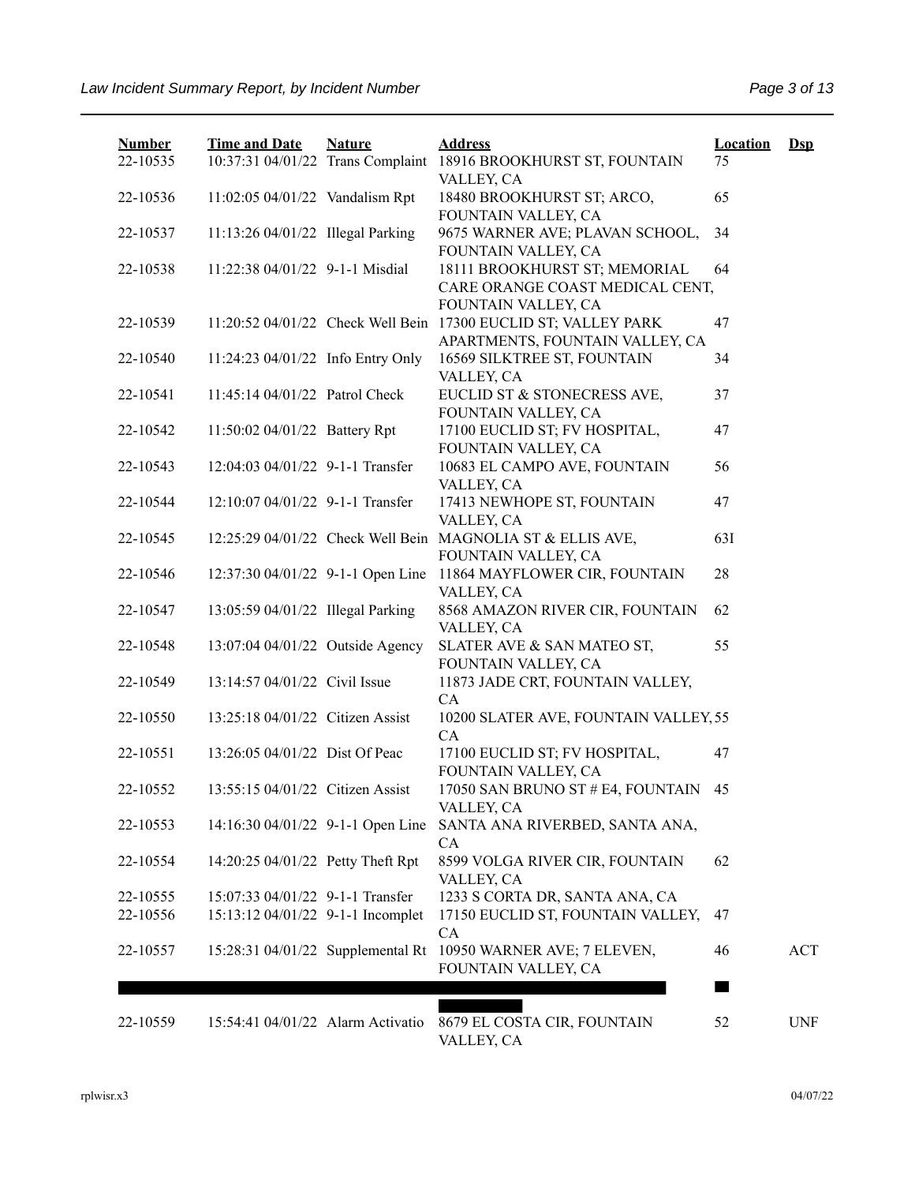| Number | Time and Date | Nature | Address | Location | Dsp |
|---|---|---|---|---|---|
| 22-10535 | 10:37:31 04/01/22 | Trans Complaint | 18916 BROOKHURST ST, FOUNTAIN VALLEY, CA | 75 | |
| 22-10536 | 11:02:05 04/01/22 | Vandalism Rpt | 18480 BROOKHURST ST; ARCO, FOUNTAIN VALLEY, CA | 65 | |
| 22-10537 | 11:13:26 04/01/22 | Illegal Parking | 9675 WARNER AVE; PLAVAN SCHOOL, FOUNTAIN VALLEY, CA | 34 | |
| 22-10538 | 11:22:38 04/01/22 | 9-1-1 Misdial | 18111 BROOKHURST ST; MEMORIAL CARE ORANGE COAST MEDICAL CENT, FOUNTAIN VALLEY, CA | 64 | |
| 22-10539 | 11:20:52 04/01/22 | Check Well Bein | 17300 EUCLID ST; VALLEY PARK APARTMENTS, FOUNTAIN VALLEY, CA | 47 | |
| 22-10540 | 11:24:23 04/01/22 | Info Entry Only | 16569 SILKTREE ST, FOUNTAIN VALLEY, CA | 34 | |
| 22-10541 | 11:45:14 04/01/22 | Patrol Check | EUCLID ST & STONECRESS AVE, FOUNTAIN VALLEY, CA | 37 | |
| 22-10542 | 11:50:02 04/01/22 | Battery Rpt | 17100 EUCLID ST; FV HOSPITAL, FOUNTAIN VALLEY, CA | 47 | |
| 22-10543 | 12:04:03 04/01/22 | 9-1-1 Transfer | 10683 EL CAMPO AVE, FOUNTAIN VALLEY, CA | 56 | |
| 22-10544 | 12:10:07 04/01/22 | 9-1-1 Transfer | 17413 NEWHOPE ST, FOUNTAIN VALLEY, CA | 47 | |
| 22-10545 | 12:25:29 04/01/22 | Check Well Bein | MAGNOLIA ST & ELLIS AVE, FOUNTAIN VALLEY, CA | 63I | |
| 22-10546 | 12:37:30 04/01/22 | 9-1-1 Open Line | 11864 MAYFLOWER CIR, FOUNTAIN VALLEY, CA | 28 | |
| 22-10547 | 13:05:59 04/01/22 | Illegal Parking | 8568 AMAZON RIVER CIR, FOUNTAIN VALLEY, CA | 62 | |
| 22-10548 | 13:07:04 04/01/22 | Outside Agency | SLATER AVE & SAN MATEO ST, FOUNTAIN VALLEY, CA | 55 | |
| 22-10549 | 13:14:57 04/01/22 | Civil Issue | 11873 JADE CRT, FOUNTAIN VALLEY, CA | | |
| 22-10550 | 13:25:18 04/01/22 | Citizen Assist | 10200 SLATER AVE, FOUNTAIN VALLEY, CA | 55 | |
| 22-10551 | 13:26:05 04/01/22 | Dist Of Peac | 17100 EUCLID ST; FV HOSPITAL, FOUNTAIN VALLEY, CA | 47 | |
| 22-10552 | 13:55:15 04/01/22 | Citizen Assist | 17050 SAN BRUNO ST # E4, FOUNTAIN VALLEY, CA | 45 | |
| 22-10553 | 14:16:30 04/01/22 | 9-1-1 Open Line | SANTA ANA RIVERBED, SANTA ANA, CA | | |
| 22-10554 | 14:20:25 04/01/22 | Petty Theft Rpt | 8599 VOLGA RIVER CIR, FOUNTAIN VALLEY, CA | 62 | |
| 22-10555 | 15:07:33 04/01/22 | 9-1-1 Transfer | 1233 S CORTA DR, SANTA ANA, CA | | |
| 22-10556 | 15:13:12 04/01/22 | 9-1-1 Incomplet | 17150 EUCLID ST, FOUNTAIN VALLEY, CA | 47 | |
| 22-10557 | 15:28:31 04/01/22 | Supplemental Rt | 10950 WARNER AVE; 7 ELEVEN, FOUNTAIN VALLEY, CA | 46 | ACT |
| 22-10559 | 15:54:41 04/01/22 | Alarm Activatio | 8679 EL COSTA CIR, FOUNTAIN VALLEY, CA | 52 | UNF |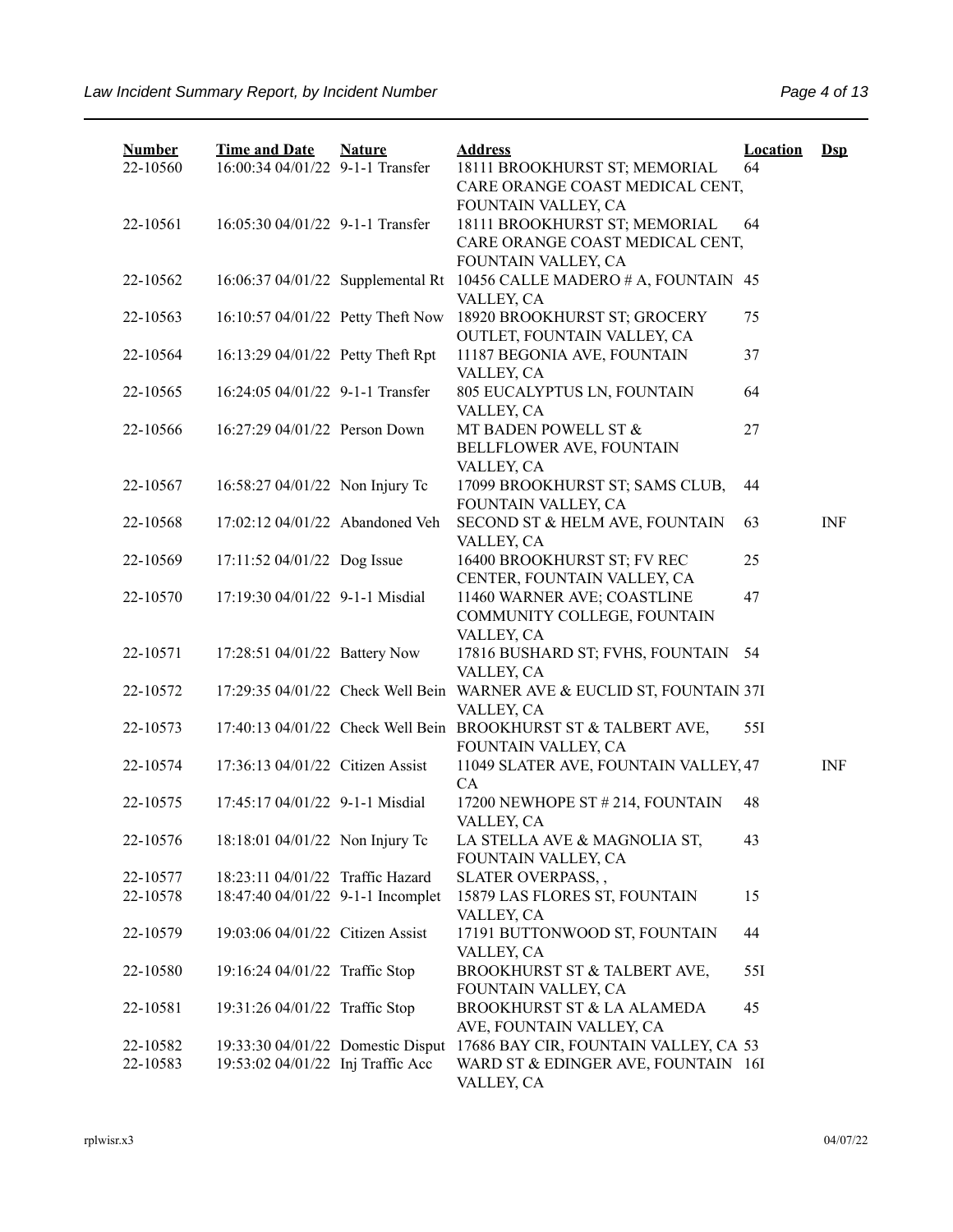| Number | Time and Date | Nature | Address | Location | Dsp |
|---|---|---|---|---|---|
| 22-10560 | 16:00:34 04/01/22 | 9-1-1 Transfer | 18111 BROOKHURST ST; MEMORIAL CARE ORANGE COAST MEDICAL CENT, FOUNTAIN VALLEY, CA | 64 | |
| 22-10561 | 16:05:30 04/01/22 | 9-1-1 Transfer | 18111 BROOKHURST ST; MEMORIAL CARE ORANGE COAST MEDICAL CENT, FOUNTAIN VALLEY, CA | 64 | |
| 22-10562 | 16:06:37 04/01/22 | Supplemental Rt | 10456 CALLE MADERO # A, FOUNTAIN VALLEY, CA | 45 | |
| 22-10563 | 16:10:57 04/01/22 | Petty Theft Now | 18920 BROOKHURST ST; GROCERY OUTLET, FOUNTAIN VALLEY, CA | 75 | |
| 22-10564 | 16:13:29 04/01/22 | Petty Theft Rpt | 11187 BEGONIA AVE, FOUNTAIN VALLEY, CA | 37 | |
| 22-10565 | 16:24:05 04/01/22 | 9-1-1 Transfer | 805 EUCALYPTUS LN, FOUNTAIN VALLEY, CA | 64 | |
| 22-10566 | 16:27:29 04/01/22 | Person Down | MT BADEN POWELL ST & BELLFLOWER AVE, FOUNTAIN VALLEY, CA | 27 | |
| 22-10567 | 16:58:27 04/01/22 | Non Injury Tc | 17099 BROOKHURST ST; SAMS CLUB, FOUNTAIN VALLEY, CA | 44 | |
| 22-10568 | 17:02:12 04/01/22 | Abandoned Veh | SECOND ST & HELM AVE, FOUNTAIN VALLEY, CA | 63 | INF |
| 22-10569 | 17:11:52 04/01/22 | Dog Issue | 16400 BROOKHURST ST; FV REC CENTER, FOUNTAIN VALLEY, CA | 25 | |
| 22-10570 | 17:19:30 04/01/22 | 9-1-1 Misdial | 11460 WARNER AVE; COASTLINE COMMUNITY COLLEGE, FOUNTAIN VALLEY, CA | 47 | |
| 22-10571 | 17:28:51 04/01/22 | Battery Now | 17816 BUSHARD ST; FVHS, FOUNTAIN VALLEY, CA | 54 | |
| 22-10572 | 17:29:35 04/01/22 | Check Well Bein | WARNER AVE & EUCLID ST, FOUNTAIN VALLEY, CA | 37I | |
| 22-10573 | 17:40:13 04/01/22 | Check Well Bein | BROOKHURST ST & TALBERT AVE, FOUNTAIN VALLEY, CA | 55I | |
| 22-10574 | 17:36:13 04/01/22 | Citizen Assist | 11049 SLATER AVE, FOUNTAIN VALLEY, CA | 47 | INF |
| 22-10575 | 17:45:17 04/01/22 | 9-1-1 Misdial | 17200 NEWHOPE ST # 214, FOUNTAIN VALLEY, CA | 48 | |
| 22-10576 | 18:18:01 04/01/22 | Non Injury Tc | LA STELLA AVE & MAGNOLIA ST, FOUNTAIN VALLEY, CA | 43 | |
| 22-10577 | 18:23:11 04/01/22 | Traffic Hazard | SLATER OVERPASS, , | | |
| 22-10578 | 18:47:40 04/01/22 | 9-1-1 Incomplet | 15879 LAS FLORES ST, FOUNTAIN VALLEY, CA | 15 | |
| 22-10579 | 19:03:06 04/01/22 | Citizen Assist | 17191 BUTTONWOOD ST, FOUNTAIN VALLEY, CA | 44 | |
| 22-10580 | 19:16:24 04/01/22 | Traffic Stop | BROOKHURST ST & TALBERT AVE, FOUNTAIN VALLEY, CA | 55I | |
| 22-10581 | 19:31:26 04/01/22 | Traffic Stop | BROOKHURST ST & LA ALAMEDA AVE, FOUNTAIN VALLEY, CA | 45 | |
| 22-10582 | 19:33:30 04/01/22 | Domestic Disput | 17686 BAY CIR, FOUNTAIN VALLEY, CA | 53 | |
| 22-10583 | 19:53:02 04/01/22 | Inj Traffic Acc | WARD ST & EDINGER AVE, FOUNTAIN VALLEY, CA | 16I | |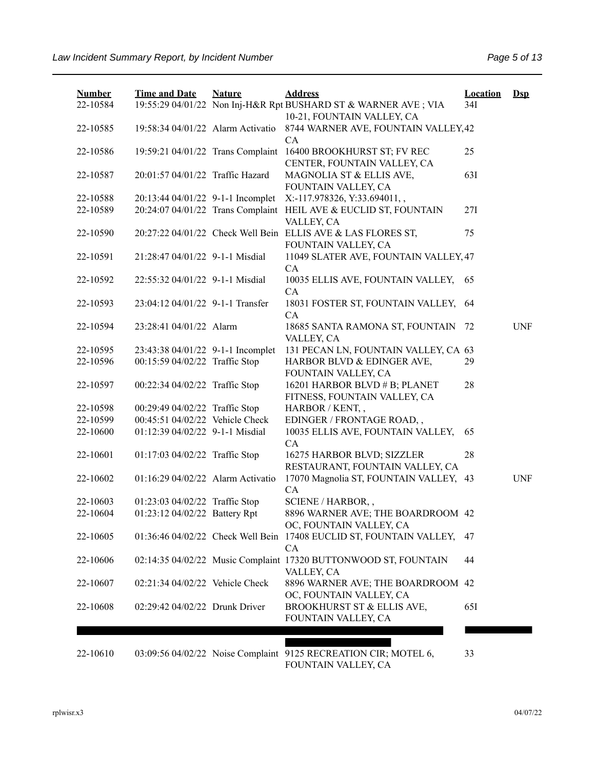| Number | Time and Date | Nature | Address | Location | Dsp |
|---|---|---|---|---|---|
| 22-10584 | 19:55:29 04/01/22 | Non Inj-H&R Rpt | BUSHARD ST & WARNER AVE ; VIA 10-21, FOUNTAIN VALLEY, CA | 34I | |
| 22-10585 | 19:58:34 04/01/22 | Alarm Activatio | 8744 WARNER AVE, FOUNTAIN VALLEY, CA | 42 | |
| 22-10586 | 19:59:21 04/01/22 | Trans Complaint | 16400 BROOKHURST ST; FV REC CENTER, FOUNTAIN VALLEY, CA | 25 | |
| 22-10587 | 20:01:57 04/01/22 | Traffic Hazard | MAGNOLIA ST & ELLIS AVE, FOUNTAIN VALLEY, CA | 63I | |
| 22-10588 | 20:13:44 04/01/22 | 9-1-1 Incomplet | X:-117.978326, Y:33.694011, , | | |
| 22-10589 | 20:24:07 04/01/22 | Trans Complaint | HEIL AVE & EUCLID ST, FOUNTAIN VALLEY, CA | 27I | |
| 22-10590 | 20:27:22 04/01/22 | Check Well Bein | ELLIS AVE & LAS FLORES ST, FOUNTAIN VALLEY, CA | 75 | |
| 22-10591 | 21:28:47 04/01/22 | 9-1-1 Misdial | 11049 SLATER AVE, FOUNTAIN VALLEY, CA | 47 | |
| 22-10592 | 22:55:32 04/01/22 | 9-1-1 Misdial | 10035 ELLIS AVE, FOUNTAIN VALLEY, CA | 65 | |
| 22-10593 | 23:04:12 04/01/22 | 9-1-1 Transfer | 18031 FOSTER ST, FOUNTAIN VALLEY, CA | 64 | |
| 22-10594 | 23:28:41 04/01/22 | Alarm | 18685 SANTA RAMONA ST, FOUNTAIN VALLEY, CA | 72 | UNF |
| 22-10595 | 23:43:38 04/01/22 | 9-1-1 Incomplet | 131 PECAN LN, FOUNTAIN VALLEY, CA | 63 | |
| 22-10596 | 00:15:59 04/02/22 | Traffic Stop | HARBOR BLVD & EDINGER AVE, FOUNTAIN VALLEY, CA | 29 | |
| 22-10597 | 00:22:34 04/02/22 | Traffic Stop | 16201 HARBOR BLVD # B; PLANET FITNESS, FOUNTAIN VALLEY, CA | 28 | |
| 22-10598 | 00:29:49 04/02/22 | Traffic Stop | HARBOR / KENT, , | | |
| 22-10599 | 00:45:51 04/02/22 | Vehicle Check | EDINGER / FRONTAGE ROAD, , | | |
| 22-10600 | 01:12:39 04/02/22 | 9-1-1 Misdial | 10035 ELLIS AVE, FOUNTAIN VALLEY, CA | 65 | |
| 22-10601 | 01:17:03 04/02/22 | Traffic Stop | 16275 HARBOR BLVD; SIZZLER RESTAURANT, FOUNTAIN VALLEY, CA | 28 | |
| 22-10602 | 01:16:29 04/02/22 | Alarm Activatio | 17070 Magnolia ST, FOUNTAIN VALLEY, CA | 43 | UNF |
| 22-10603 | 01:23:03 04/02/22 | Traffic Stop | SCIENE / HARBOR, , | | |
| 22-10604 | 01:23:12 04/02/22 | Battery Rpt | 8896 WARNER AVE; THE BOARDROOM OC, FOUNTAIN VALLEY, CA | 42 | |
| 22-10605 | 01:36:46 04/02/22 | Check Well Bein | 17408 EUCLID ST, FOUNTAIN VALLEY, CA | 47 | |
| 22-10606 | 02:14:35 04/02/22 | Music Complaint | 17320 BUTTONWOOD ST, FOUNTAIN VALLEY, CA | 44 | |
| 22-10607 | 02:21:34 04/02/22 | Vehicle Check | 8896 WARNER AVE; THE BOARDROOM OC, FOUNTAIN VALLEY, CA | 42 | |
| 22-10608 | 02:29:42 04/02/22 | Drunk Driver | BROOKHURST ST & ELLIS AVE, FOUNTAIN VALLEY, CA | 65I | |
| 22-10610 | 03:09:56 04/02/22 | Noise Complaint | 9125 RECREATION CIR; MOTEL 6, FOUNTAIN VALLEY, CA | 33 | |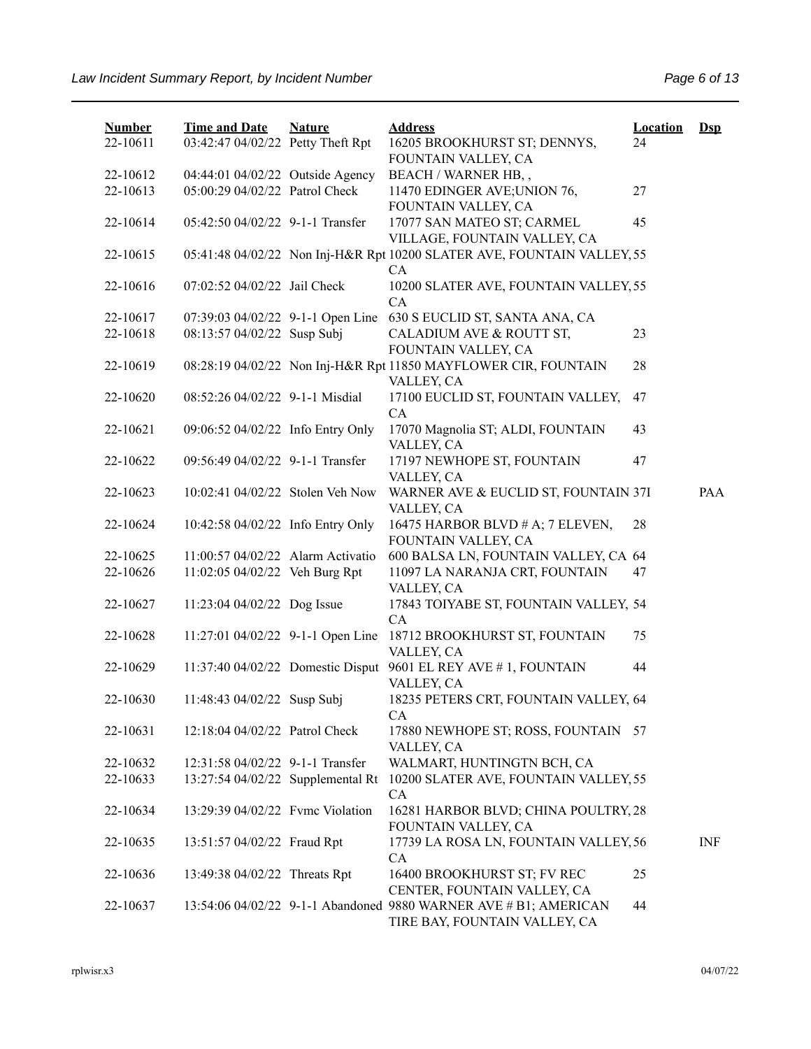| Number | Time and Date | Nature | Address | Location | Dsp |
|---|---|---|---|---|---|
| 22-10611 | 03:42:47 04/02/22 | Petty Theft Rpt | 16205 BROOKHURST ST; DENNYS, FOUNTAIN VALLEY, CA | 24 | |
| 22-10612 | 04:44:01 04/02/22 | Outside Agency | BEACH / WARNER HB, , | | |
| 22-10613 | 05:00:29 04/02/22 | Patrol Check | 11470 EDINGER AVE;UNION 76, FOUNTAIN VALLEY, CA | 27 | |
| 22-10614 | 05:42:50 04/02/22 | 9-1-1 Transfer | 17077 SAN MATEO ST; CARMEL VILLAGE, FOUNTAIN VALLEY, CA | 45 | |
| 22-10615 | 05:41:48 04/02/22 | Non Inj-H&R Rpt | 10200 SLATER AVE, FOUNTAIN VALLEY, CA | 55 | |
| 22-10616 | 07:02:52 04/02/22 | Jail Check | 10200 SLATER AVE, FOUNTAIN VALLEY, CA | 55 | |
| 22-10617 | 07:39:03 04/02/22 | 9-1-1 Open Line | 630 S EUCLID ST, SANTA ANA, CA | | |
| 22-10618 | 08:13:57 04/02/22 | Susp Subj | CALADIUM AVE & ROUTT ST, FOUNTAIN VALLEY, CA | 23 | |
| 22-10619 | 08:28:19 04/02/22 | Non Inj-H&R Rpt | 11850 MAYFLOWER CIR, FOUNTAIN VALLEY, CA | 28 | |
| 22-10620 | 08:52:26 04/02/22 | 9-1-1 Misdial | 17100 EUCLID ST, FOUNTAIN VALLEY, CA | 47 | |
| 22-10621 | 09:06:52 04/02/22 | Info Entry Only | 17070 Magnolia ST; ALDI, FOUNTAIN VALLEY, CA | 43 | |
| 22-10622 | 09:56:49 04/02/22 | 9-1-1 Transfer | 17197 NEWHOPE ST, FOUNTAIN VALLEY, CA | 47 | |
| 22-10623 | 10:02:41 04/02/22 | Stolen Veh Now | WARNER AVE & EUCLID ST, FOUNTAIN VALLEY, CA | 37I | PAA |
| 22-10624 | 10:42:58 04/02/22 | Info Entry Only | 16475 HARBOR BLVD # A; 7 ELEVEN, FOUNTAIN VALLEY, CA | 28 | |
| 22-10625 | 11:00:57 04/02/22 | Alarm Activatio | 600 BALSA LN, FOUNTAIN VALLEY, CA | 64 | |
| 22-10626 | 11:02:05 04/02/22 | Veh Burg Rpt | 11097 LA NARANJA CRT, FOUNTAIN VALLEY, CA | 47 | |
| 22-10627 | 11:23:04 04/02/22 | Dog Issue | 17843 TOIYABE ST, FOUNTAIN VALLEY, CA | 54 | |
| 22-10628 | 11:27:01 04/02/22 | 9-1-1 Open Line | 18712 BROOKHURST ST, FOUNTAIN VALLEY, CA | 75 | |
| 22-10629 | 11:37:40 04/02/22 | Domestic Disput | 9601 EL REY AVE # 1, FOUNTAIN VALLEY, CA | 44 | |
| 22-10630 | 11:48:43 04/02/22 | Susp Subj | 18235 PETERS CRT, FOUNTAIN VALLEY, CA | 64 | |
| 22-10631 | 12:18:04 04/02/22 | Patrol Check | 17880 NEWHOPE ST; ROSS, FOUNTAIN VALLEY, CA | 57 | |
| 22-10632 | 12:31:58 04/02/22 | 9-1-1 Transfer | WALMART, HUNTINGTN BCH, CA | | |
| 22-10633 | 13:27:54 04/02/22 | Supplemental Rt | 10200 SLATER AVE, FOUNTAIN VALLEY, CA | 55 | |
| 22-10634 | 13:29:39 04/02/22 | Fvmc Violation | 16281 HARBOR BLVD; CHINA POULTRY, FOUNTAIN VALLEY, CA | 28 | |
| 22-10635 | 13:51:57 04/02/22 | Fraud Rpt | 17739 LA ROSA LN, FOUNTAIN VALLEY, CA | 56 | INF |
| 22-10636 | 13:49:38 04/02/22 | Threats Rpt | 16400 BROOKHURST ST; FV REC CENTER, FOUNTAIN VALLEY, CA | 25 | |
| 22-10637 | 13:54:06 04/02/22 | 9-1-1 Abandoned | 9880 WARNER AVE # B1; AMERICAN TIRE BAY, FOUNTAIN VALLEY, CA | 44 | |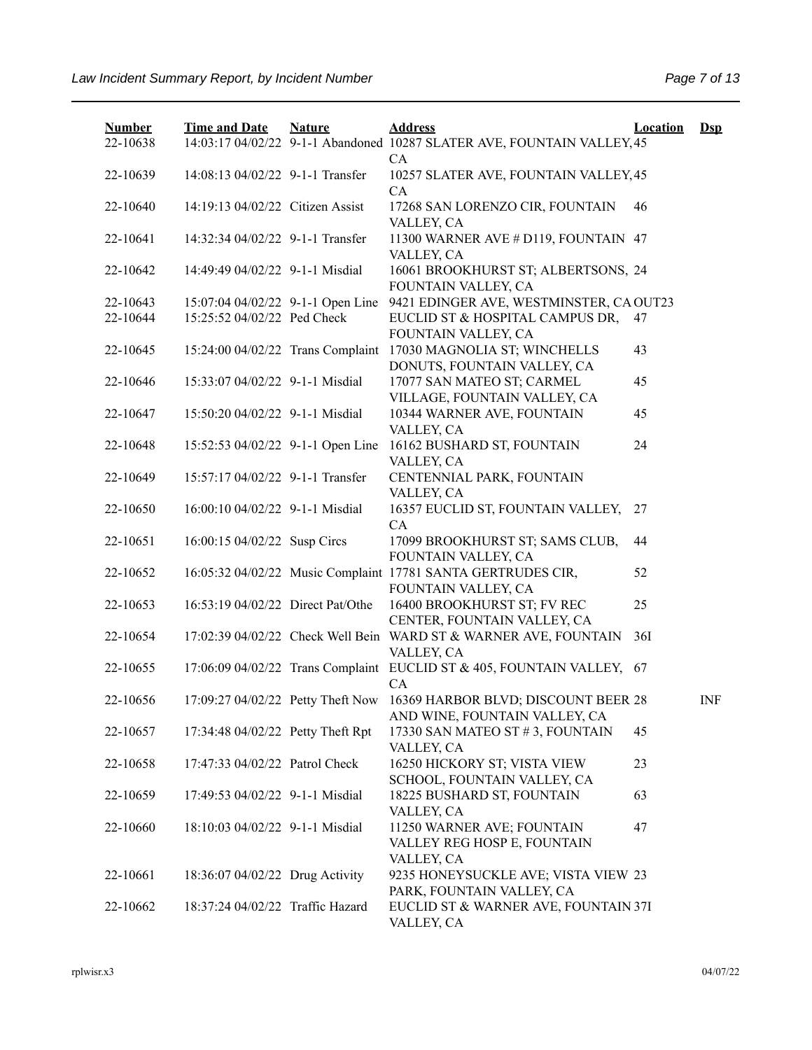| Number | Time and Date | Nature | Address | Location | Dsp |
| --- | --- | --- | --- | --- | --- |
| 22-10638 | 14:03:17 04/02/22 | 9-1-1 Abandoned | 10287 SLATER AVE, FOUNTAIN VALLEY, CA | 45 | |
| 22-10639 | 14:08:13 04/02/22 | 9-1-1 Transfer | 10257 SLATER AVE, FOUNTAIN VALLEY, CA | 45 | |
| 22-10640 | 14:19:13 04/02/22 | Citizen Assist | 17268 SAN LORENZO CIR, FOUNTAIN VALLEY, CA | 46 | |
| 22-10641 | 14:32:34 04/02/22 | 9-1-1 Transfer | 11300 WARNER AVE # D119, FOUNTAIN VALLEY, CA | 47 | |
| 22-10642 | 14:49:49 04/02/22 | 9-1-1 Misdial | 16061 BROOKHURST ST; ALBERTSONS, FOUNTAIN VALLEY, CA | 24 | |
| 22-10643 | 15:07:04 04/02/22 | 9-1-1 Open Line | 9421 EDINGER AVE, WESTMINSTER, CA | OUT23 | |
| 22-10644 | 15:25:52 04/02/22 | Ped Check | EUCLID ST & HOSPITAL CAMPUS DR, FOUNTAIN VALLEY, CA | 47 | |
| 22-10645 | 15:24:00 04/02/22 | Trans Complaint | 17030 MAGNOLIA ST; WINCHELLS DONUTS, FOUNTAIN VALLEY, CA | 43 | |
| 22-10646 | 15:33:07 04/02/22 | 9-1-1 Misdial | 17077 SAN MATEO ST; CARMEL VILLAGE, FOUNTAIN VALLEY, CA | 45 | |
| 22-10647 | 15:50:20 04/02/22 | 9-1-1 Misdial | 10344 WARNER AVE, FOUNTAIN VALLEY, CA | 45 | |
| 22-10648 | 15:52:53 04/02/22 | 9-1-1 Open Line | 16162 BUSHARD ST, FOUNTAIN VALLEY, CA | 24 | |
| 22-10649 | 15:57:17 04/02/22 | 9-1-1 Transfer | CENTENNIAL PARK, FOUNTAIN VALLEY, CA | | |
| 22-10650 | 16:00:10 04/02/22 | 9-1-1 Misdial | 16357 EUCLID ST, FOUNTAIN VALLEY, CA | 27 | |
| 22-10651 | 16:00:15 04/02/22 | Susp Circs | 17099 BROOKHURST ST; SAMS CLUB, FOUNTAIN VALLEY, CA | 44 | |
| 22-10652 | 16:05:32 04/02/22 | Music Complaint | 17781 SANTA GERTRUDES CIR, FOUNTAIN VALLEY, CA | 52 | |
| 22-10653 | 16:53:19 04/02/22 | Direct Pat/Othe | 16400 BROOKHURST ST; FV REC CENTER, FOUNTAIN VALLEY, CA | 25 | |
| 22-10654 | 17:02:39 04/02/22 | Check Well Bein | WARD ST & WARNER AVE, FOUNTAIN VALLEY, CA | 36I | |
| 22-10655 | 17:06:09 04/02/22 | Trans Complaint | EUCLID ST & 405, FOUNTAIN VALLEY, CA | 67 | |
| 22-10656 | 17:09:27 04/02/22 | Petty Theft Now | 16369 HARBOR BLVD; DISCOUNT BEER AND WINE, FOUNTAIN VALLEY, CA | 28 | INF |
| 22-10657 | 17:34:48 04/02/22 | Petty Theft Rpt | 17330 SAN MATEO ST # 3, FOUNTAIN VALLEY, CA | 45 | |
| 22-10658 | 17:47:33 04/02/22 | Patrol Check | 16250 HICKORY ST; VISTA VIEW SCHOOL, FOUNTAIN VALLEY, CA | 23 | |
| 22-10659 | 17:49:53 04/02/22 | 9-1-1 Misdial | 18225 BUSHARD ST, FOUNTAIN VALLEY, CA | 63 | |
| 22-10660 | 18:10:03 04/02/22 | 9-1-1 Misdial | 11250 WARNER AVE; FOUNTAIN VALLEY REG HOSP E, FOUNTAIN VALLEY, CA | 47 | |
| 22-10661 | 18:36:07 04/02/22 | Drug Activity | 9235 HONEYSUCKLE AVE; VISTA VIEW PARK, FOUNTAIN VALLEY, CA | 23 | |
| 22-10662 | 18:37:24 04/02/22 | Traffic Hazard | EUCLID ST & WARNER AVE, FOUNTAIN VALLEY, CA | 37I | |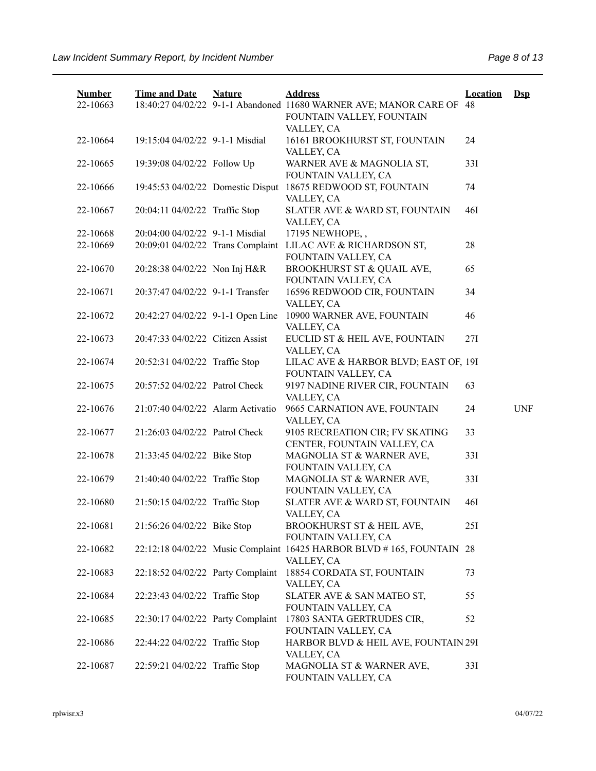| Number | Time and Date | Nature | Address | Location | Dsp |
|---|---|---|---|---|---|
| 22-10663 | 18:40:27 04/02/22 | 9-1-1 Abandoned | 11680 WARNER AVE; MANOR CARE OF FOUNTAIN VALLEY, FOUNTAIN VALLEY, CA | 48 | |
| 22-10664 | 19:15:04 04/02/22 | 9-1-1 Misdial | 16161 BROOKHURST ST, FOUNTAIN VALLEY, CA | 24 | |
| 22-10665 | 19:39:08 04/02/22 | Follow Up | WARNER AVE & MAGNOLIA ST, FOUNTAIN VALLEY, CA | 33I | |
| 22-10666 | 19:45:53 04/02/22 | Domestic Disput | 18675 REDWOOD ST, FOUNTAIN VALLEY, CA | 74 | |
| 22-10667 | 20:04:11 04/02/22 | Traffic Stop | SLATER AVE & WARD ST, FOUNTAIN VALLEY, CA | 46I | |
| 22-10668 | 20:04:00 04/02/22 | 9-1-1 Misdial | 17195 NEWHOPE, , | | |
| 22-10669 | 20:09:01 04/02/22 | Trans Complaint | LILAC AVE & RICHARDSON ST, FOUNTAIN VALLEY, CA | 28 | |
| 22-10670 | 20:28:38 04/02/22 | Non Inj H&R | BROOKHURST ST & QUAIL AVE, FOUNTAIN VALLEY, CA | 65 | |
| 22-10671 | 20:37:47 04/02/22 | 9-1-1 Transfer | 16596 REDWOOD CIR, FOUNTAIN VALLEY, CA | 34 | |
| 22-10672 | 20:42:27 04/02/22 | 9-1-1 Open Line | 10900 WARNER AVE, FOUNTAIN VALLEY, CA | 46 | |
| 22-10673 | 20:47:33 04/02/22 | Citizen Assist | EUCLID ST & HEIL AVE, FOUNTAIN VALLEY, CA | 27I | |
| 22-10674 | 20:52:31 04/02/22 | Traffic Stop | LILAC AVE & HARBOR BLVD; EAST OF, FOUNTAIN VALLEY, CA | 19I | |
| 22-10675 | 20:57:52 04/02/22 | Patrol Check | 9197 NADINE RIVER CIR, FOUNTAIN VALLEY, CA | 63 | |
| 22-10676 | 21:07:40 04/02/22 | Alarm Activatio | 9665 CARNATION AVE, FOUNTAIN VALLEY, CA | 24 | UNF |
| 22-10677 | 21:26:03 04/02/22 | Patrol Check | 9105 RECREATION CIR; FV SKATING CENTER, FOUNTAIN VALLEY, CA | 33 | |
| 22-10678 | 21:33:45 04/02/22 | Bike Stop | MAGNOLIA ST & WARNER AVE, FOUNTAIN VALLEY, CA | 33I | |
| 22-10679 | 21:40:40 04/02/22 | Traffic Stop | MAGNOLIA ST & WARNER AVE, FOUNTAIN VALLEY, CA | 33I | |
| 22-10680 | 21:50:15 04/02/22 | Traffic Stop | SLATER AVE & WARD ST, FOUNTAIN VALLEY, CA | 46I | |
| 22-10681 | 21:56:26 04/02/22 | Bike Stop | BROOKHURST ST & HEIL AVE, FOUNTAIN VALLEY, CA | 25I | |
| 22-10682 | 22:12:18 04/02/22 | Music Complaint | 16425 HARBOR BLVD # 165, FOUNTAIN VALLEY, CA | 28 | |
| 22-10683 | 22:18:52 04/02/22 | Party Complaint | 18854 CORDATA ST, FOUNTAIN VALLEY, CA | 73 | |
| 22-10684 | 22:23:43 04/02/22 | Traffic Stop | SLATER AVE & SAN MATEO ST, FOUNTAIN VALLEY, CA | 55 | |
| 22-10685 | 22:30:17 04/02/22 | Party Complaint | 17803 SANTA GERTRUDES CIR, FOUNTAIN VALLEY, CA | 52 | |
| 22-10686 | 22:44:22 04/02/22 | Traffic Stop | HARBOR BLVD & HEIL AVE, FOUNTAIN VALLEY, CA | 29I | |
| 22-10687 | 22:59:21 04/02/22 | Traffic Stop | MAGNOLIA ST & WARNER AVE, FOUNTAIN VALLEY, CA | 33I | |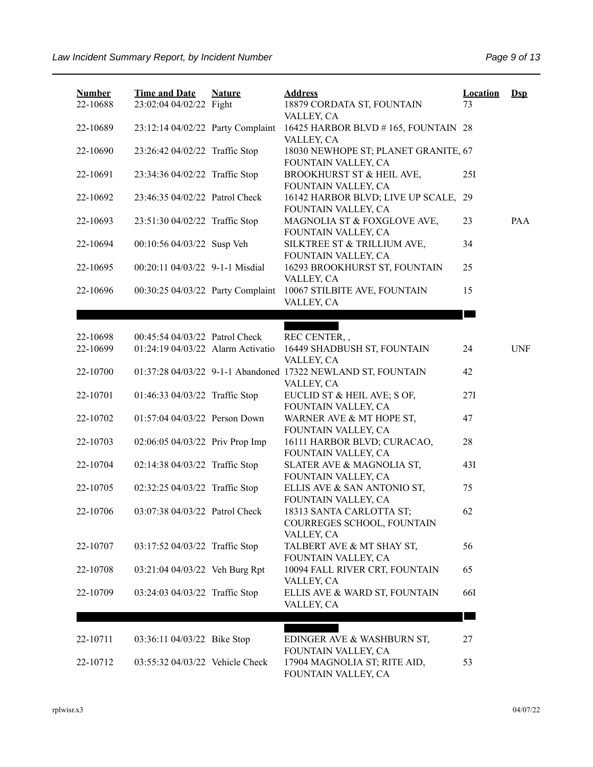| Number | Time and Date | Nature | Address | Location | Dsp |
|---|---|---|---|---|---|
| 22-10688 | 23:02:04 04/02/22 | Fight | 18879 CORDATA ST, FOUNTAIN VALLEY, CA | 73 | |
| 22-10689 | 23:12:14 04/02/22 | Party Complaint | 16425 HARBOR BLVD # 165, FOUNTAIN VALLEY, CA | 28 | |
| 22-10690 | 23:26:42 04/02/22 | Traffic Stop | 18030 NEWHOPE ST; PLANET GRANITE, FOUNTAIN VALLEY, CA | 67 | |
| 22-10691 | 23:34:36 04/02/22 | Traffic Stop | BROOKHURST ST & HEIL AVE, FOUNTAIN VALLEY, CA | 25I | |
| 22-10692 | 23:46:35 04/02/22 | Patrol Check | 16142 HARBOR BLVD; LIVE UP SCALE, FOUNTAIN VALLEY, CA | 29 | |
| 22-10693 | 23:51:30 04/02/22 | Traffic Stop | MAGNOLIA ST & FOXGLOVE AVE, FOUNTAIN VALLEY, CA | 23 | PAA |
| 22-10694 | 00:10:56 04/03/22 | Susp Veh | SILKTREE ST & TRILLIUM AVE, FOUNTAIN VALLEY, CA | 34 | |
| 22-10695 | 00:20:11 04/03/22 | 9-1-1 Misdial | 16293 BROOKHURST ST, FOUNTAIN VALLEY, CA | 25 | |
| 22-10696 | 00:30:25 04/03/22 | Party Complaint | 10067 STILBITE AVE, FOUNTAIN VALLEY, CA | 15 | |
| 22-10698 | 00:45:54 04/03/22 | Patrol Check | REC CENTER, , | | |
| 22-10699 | 01:24:19 04/03/22 | Alarm Activatio | 16449 SHADBUSH ST, FOUNTAIN VALLEY, CA | 24 | UNF |
| 22-10700 | 01:37:28 04/03/22 | 9-1-1 Abandoned | 17322 NEWLAND ST, FOUNTAIN VALLEY, CA | 42 | |
| 22-10701 | 01:46:33 04/03/22 | Traffic Stop | EUCLID ST & HEIL AVE; S OF, FOUNTAIN VALLEY, CA | 27I | |
| 22-10702 | 01:57:04 04/03/22 | Person Down | WARNER AVE & MT HOPE ST, FOUNTAIN VALLEY, CA | 47 | |
| 22-10703 | 02:06:05 04/03/22 | Priv Prop Imp | 16111 HARBOR BLVD; CURACAO, FOUNTAIN VALLEY, CA | 28 | |
| 22-10704 | 02:14:38 04/03/22 | Traffic Stop | SLATER AVE & MAGNOLIA ST, FOUNTAIN VALLEY, CA | 43I | |
| 22-10705 | 02:32:25 04/03/22 | Traffic Stop | ELLIS AVE & SAN ANTONIO ST, FOUNTAIN VALLEY, CA | 75 | |
| 22-10706 | 03:07:38 04/03/22 | Patrol Check | 18313 SANTA CARLOTTA ST; COURREGES SCHOOL, FOUNTAIN VALLEY, CA | 62 | |
| 22-10707 | 03:17:52 04/03/22 | Traffic Stop | TALBERT AVE & MT SHAY ST, FOUNTAIN VALLEY, CA | 56 | |
| 22-10708 | 03:21:04 04/03/22 | Veh Burg Rpt | 10094 FALL RIVER CRT, FOUNTAIN VALLEY, CA | 65 | |
| 22-10709 | 03:24:03 04/03/22 | Traffic Stop | ELLIS AVE & WARD ST, FOUNTAIN VALLEY, CA | 66I | |
| 22-10711 | 03:36:11 04/03/22 | Bike Stop | EDINGER AVE & WASHBURN ST, FOUNTAIN VALLEY, CA | 27 | |
| 22-10712 | 03:55:32 04/03/22 | Vehicle Check | 17904 MAGNOLIA ST; RITE AID, FOUNTAIN VALLEY, CA | 53 | |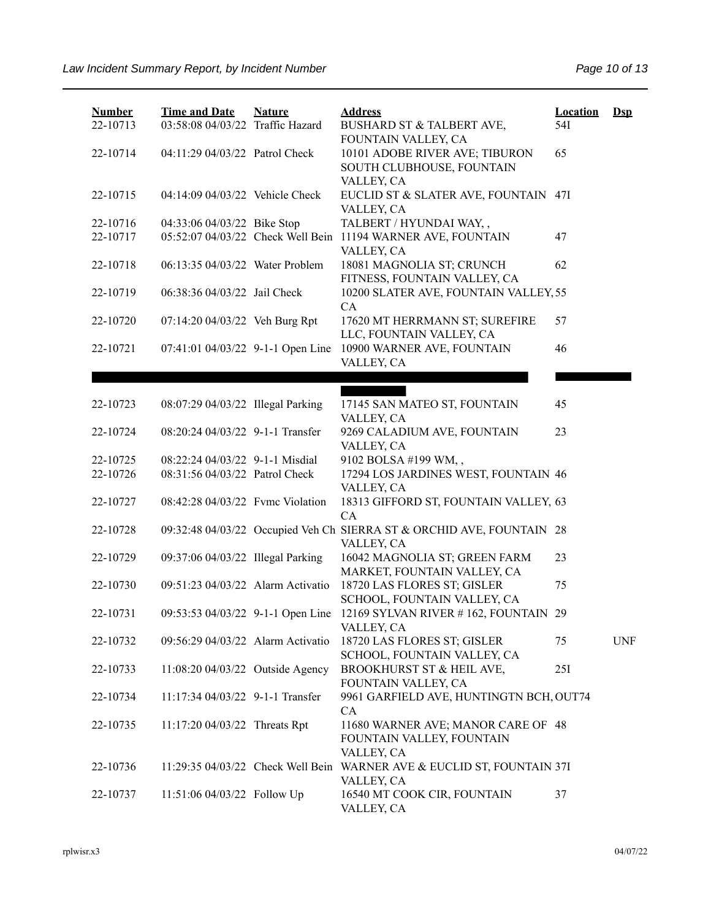| Number | Time and Date | Nature | Address | Location | Dsp |
|---|---|---|---|---|---|
| 22-10713 | 03:58:08 04/03/22 | Traffic Hazard | BUSHARD ST & TALBERT AVE, FOUNTAIN VALLEY, CA | 54I | |
| 22-10714 | 04:11:29 04/03/22 | Patrol Check | 10101 ADOBE RIVER AVE; TIBURON SOUTH CLUBHOUSE, FOUNTAIN VALLEY, CA | 65 | |
| 22-10715 | 04:14:09 04/03/22 | Vehicle Check | EUCLID ST & SLATER AVE, FOUNTAIN VALLEY, CA | 47I | |
| 22-10716 | 04:33:06 04/03/22 | Bike Stop | TALBERT / HYUNDAI WAY, , | | |
| 22-10717 | 05:52:07 04/03/22 | Check Well Bein | 11194 WARNER AVE, FOUNTAIN VALLEY, CA | 47 | |
| 22-10718 | 06:13:35 04/03/22 | Water Problem | 18081 MAGNOLIA ST; CRUNCH FITNESS, FOUNTAIN VALLEY, CA | 62 | |
| 22-10719 | 06:38:36 04/03/22 | Jail Check | 10200 SLATER AVE, FOUNTAIN VALLEY, CA | 55 | |
| 22-10720 | 07:14:20 04/03/22 | Veh Burg Rpt | 17620 MT HERRMANN ST; SUREFIRE LLC, FOUNTAIN VALLEY, CA | 57 | |
| 22-10721 | 07:41:01 04/03/22 | 9-1-1 Open Line | 10900 WARNER AVE, FOUNTAIN VALLEY, CA | 46 | |
| 22-10723 | 08:07:29 04/03/22 | Illegal Parking | 17145 SAN MATEO ST, FOUNTAIN VALLEY, CA | 45 | |
| 22-10724 | 08:20:24 04/03/22 | 9-1-1 Transfer | 9269 CALADIUM AVE, FOUNTAIN VALLEY, CA | 23 | |
| 22-10725 | 08:22:24 04/03/22 | 9-1-1 Misdial | 9102 BOLSA #199 WM, , | | |
| 22-10726 | 08:31:56 04/03/22 | Patrol Check | 17294 LOS JARDINES WEST, FOUNTAIN VALLEY, CA | 46 | |
| 22-10727 | 08:42:28 04/03/22 | Fvmc Violation | 18313 GIFFORD ST, FOUNTAIN VALLEY, CA | 63 | |
| 22-10728 | 09:32:48 04/03/22 | Occupied Veh Ch | SIERRA ST & ORCHID AVE, FOUNTAIN VALLEY, CA | 28 | |
| 22-10729 | 09:37:06 04/03/22 | Illegal Parking | 16042 MAGNOLIA ST; GREEN FARM MARKET, FOUNTAIN VALLEY, CA | 23 | |
| 22-10730 | 09:51:23 04/03/22 | Alarm Activatio | 18720 LAS FLORES ST; GISLER SCHOOL, FOUNTAIN VALLEY, CA | 75 | |
| 22-10731 | 09:53:53 04/03/22 | 9-1-1 Open Line | 12169 SYLVAN RIVER # 162, FOUNTAIN VALLEY, CA | 29 | |
| 22-10732 | 09:56:29 04/03/22 | Alarm Activatio | 18720 LAS FLORES ST; GISLER SCHOOL, FOUNTAIN VALLEY, CA | 75 | UNF |
| 22-10733 | 11:08:20 04/03/22 | Outside Agency | BROOKHURST ST & HEIL AVE, FOUNTAIN VALLEY, CA | 25I | |
| 22-10734 | 11:17:34 04/03/22 | 9-1-1 Transfer | 9961 GARFIELD AVE, HUNTINGTN BCH, CA | OUT74 | |
| 22-10735 | 11:17:20 04/03/22 | Threats Rpt | 11680 WARNER AVE; MANOR CARE OF FOUNTAIN VALLEY, FOUNTAIN VALLEY, CA | 48 | |
| 22-10736 | 11:29:35 04/03/22 | Check Well Bein | WARNER AVE & EUCLID ST, FOUNTAIN VALLEY, CA | 37I | |
| 22-10737 | 11:51:06 04/03/22 | Follow Up | 16540 MT COOK CIR, FOUNTAIN VALLEY, CA | 37 | |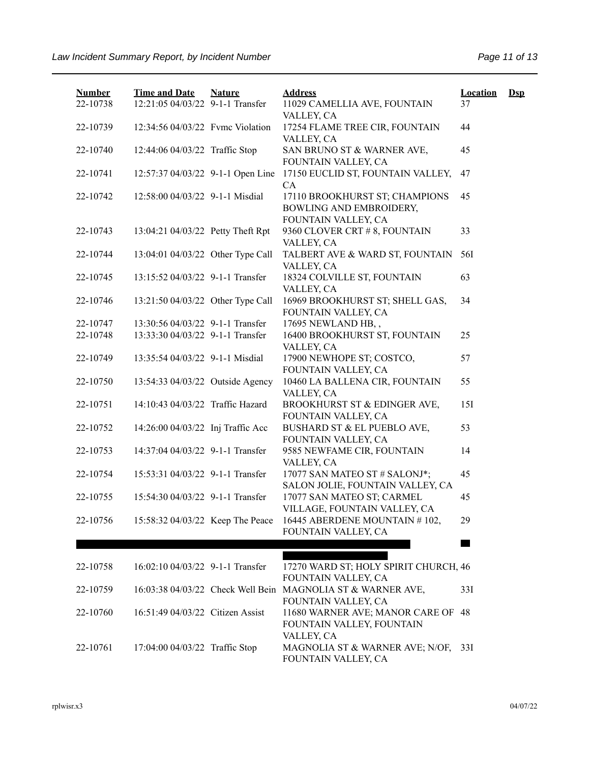| Number | Time and Date | Nature | Address | Location | Dsp |
|---|---|---|---|---|---|
| 22-10738 | 12:21:05 04/03/22 | 9-1-1 Transfer | 11029 CAMELLIA AVE, FOUNTAIN VALLEY, CA | 37 | |
| 22-10739 | 12:34:56 04/03/22 | Fvmc Violation | 17254 FLAME TREE CIR, FOUNTAIN VALLEY, CA | 44 | |
| 22-10740 | 12:44:06 04/03/22 | Traffic Stop | SAN BRUNO ST & WARNER AVE, FOUNTAIN VALLEY, CA | 45 | |
| 22-10741 | 12:57:37 04/03/22 | 9-1-1 Open Line | 17150 EUCLID ST, FOUNTAIN VALLEY, CA | 47 | |
| 22-10742 | 12:58:00 04/03/22 | 9-1-1 Misdial | 17110 BROOKHURST ST; CHAMPIONS BOWLING AND EMBROIDERY, FOUNTAIN VALLEY, CA | 45 | |
| 22-10743 | 13:04:21 04/03/22 | Petty Theft Rpt | 9360 CLOVER CRT # 8, FOUNTAIN VALLEY, CA | 33 | |
| 22-10744 | 13:04:01 04/03/22 | Other Type Call | TALBERT AVE & WARD ST, FOUNTAIN VALLEY, CA | 56I | |
| 22-10745 | 13:15:52 04/03/22 | 9-1-1 Transfer | 18324 COLVILLE ST, FOUNTAIN VALLEY, CA | 63 | |
| 22-10746 | 13:21:50 04/03/22 | Other Type Call | 16969 BROOKHURST ST; SHELL GAS, FOUNTAIN VALLEY, CA | 34 | |
| 22-10747 | 13:30:56 04/03/22 | 9-1-1 Transfer | 17695 NEWLAND HB, , | | |
| 22-10748 | 13:33:30 04/03/22 | 9-1-1 Transfer | 16400 BROOKHURST ST, FOUNTAIN VALLEY, CA | 25 | |
| 22-10749 | 13:35:54 04/03/22 | 9-1-1 Misdial | 17900 NEWHOPE ST; COSTCO, FOUNTAIN VALLEY, CA | 57 | |
| 22-10750 | 13:54:33 04/03/22 | Outside Agency | 10460 LA BALLENA CIR, FOUNTAIN VALLEY, CA | 55 | |
| 22-10751 | 14:10:43 04/03/22 | Traffic Hazard | BROOKHURST ST & EDINGER AVE, FOUNTAIN VALLEY, CA | 15I | |
| 22-10752 | 14:26:00 04/03/22 | Inj Traffic Acc | BUSHARD ST & EL PUEBLO AVE, FOUNTAIN VALLEY, CA | 53 | |
| 22-10753 | 14:37:04 04/03/22 | 9-1-1 Transfer | 9585 NEWFAME CIR, FOUNTAIN VALLEY, CA | 14 | |
| 22-10754 | 15:53:31 04/03/22 | 9-1-1 Transfer | 17077 SAN MATEO ST # SALONJ*; SALON JOLIE, FOUNTAIN VALLEY, CA | 45 | |
| 22-10755 | 15:54:30 04/03/22 | 9-1-1 Transfer | 17077 SAN MATEO ST; CARMEL VILLAGE, FOUNTAIN VALLEY, CA | 45 | |
| 22-10756 | 15:58:32 04/03/22 | Keep The Peace | 16445 ABERDENE MOUNTAIN # 102, FOUNTAIN VALLEY, CA | 29 | |
| [REDACTED] | | | [REDACTED] | [REDACTED] | |
| 22-10758 | 16:02:10 04/03/22 | 9-1-1 Transfer | 17270 WARD ST; HOLY SPIRIT CHURCH, FOUNTAIN VALLEY, CA | 46 | |
| 22-10759 | 16:03:38 04/03/22 | Check Well Bein | MAGNOLIA ST & WARNER AVE, FOUNTAIN VALLEY, CA | 33I | |
| 22-10760 | 16:51:49 04/03/22 | Citizen Assist | 11680 WARNER AVE; MANOR CARE OF FOUNTAIN VALLEY, FOUNTAIN VALLEY, CA | 48 | |
| 22-10761 | 17:04:00 04/03/22 | Traffic Stop | MAGNOLIA ST & WARNER AVE; N/OF, FOUNTAIN VALLEY, CA | 33I | |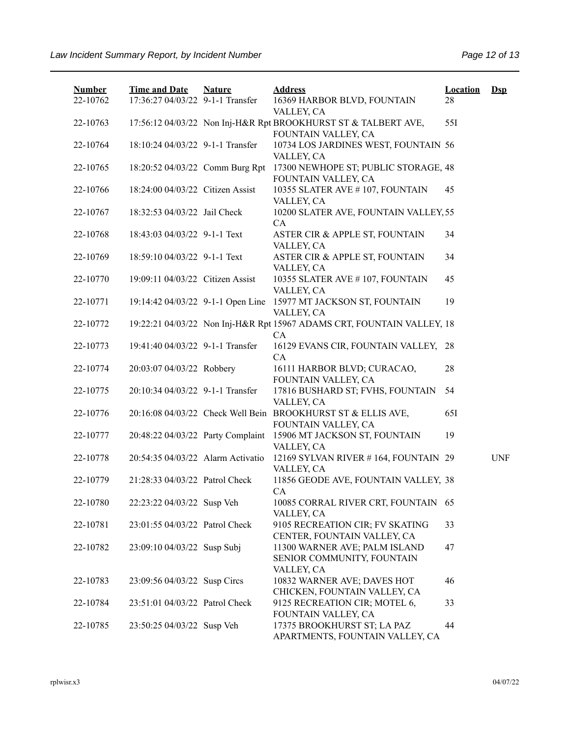| Number | Time and Date | Nature | Address | Location | Dsp |
|---|---|---|---|---|---|
| 22-10762 | 17:36:27 04/03/22 | 9-1-1 Transfer | 16369 HARBOR BLVD, FOUNTAIN VALLEY, CA | 28 | |
| 22-10763 | 17:56:12 04/03/22 | Non Inj-H&R Rpt | BROOKHURST ST & TALBERT AVE, FOUNTAIN VALLEY, CA | 55I | |
| 22-10764 | 18:10:24 04/03/22 | 9-1-1 Transfer | 10734 LOS JARDINES WEST, FOUNTAIN VALLEY, CA | 56 | |
| 22-10765 | 18:20:52 04/03/22 | Comm Burg Rpt | 17300 NEWHOPE ST; PUBLIC STORAGE, FOUNTAIN VALLEY, CA | 48 | |
| 22-10766 | 18:24:00 04/03/22 | Citizen Assist | 10355 SLATER AVE # 107, FOUNTAIN VALLEY, CA | 45 | |
| 22-10767 | 18:32:53 04/03/22 | Jail Check | 10200 SLATER AVE, FOUNTAIN VALLEY, CA | 55 | |
| 22-10768 | 18:43:03 04/03/22 | 9-1-1 Text | ASTER CIR & APPLE ST, FOUNTAIN VALLEY, CA | 34 | |
| 22-10769 | 18:59:10 04/03/22 | 9-1-1 Text | ASTER CIR & APPLE ST, FOUNTAIN VALLEY, CA | 34 | |
| 22-10770 | 19:09:11 04/03/22 | Citizen Assist | 10355 SLATER AVE # 107, FOUNTAIN VALLEY, CA | 45 | |
| 22-10771 | 19:14:42 04/03/22 | 9-1-1 Open Line | 15977 MT JACKSON ST, FOUNTAIN VALLEY, CA | 19 | |
| 22-10772 | 19:22:21 04/03/22 | Non Inj-H&R Rpt | 15967 ADAMS CRT, FOUNTAIN VALLEY, CA | 18 | |
| 22-10773 | 19:41:40 04/03/22 | 9-1-1 Transfer | 16129 EVANS CIR, FOUNTAIN VALLEY, CA | 28 | |
| 22-10774 | 20:03:07 04/03/22 | Robbery | 16111 HARBOR BLVD; CURACAO, FOUNTAIN VALLEY, CA | 28 | |
| 22-10775 | 20:10:34 04/03/22 | 9-1-1 Transfer | 17816 BUSHARD ST; FVHS, FOUNTAIN VALLEY, CA | 54 | |
| 22-10776 | 20:16:08 04/03/22 | Check Well Bein | BROOKHURST ST & ELLIS AVE, FOUNTAIN VALLEY, CA | 65I | |
| 22-10777 | 20:48:22 04/03/22 | Party Complaint | 15906 MT JACKSON ST, FOUNTAIN VALLEY, CA | 19 | |
| 22-10778 | 20:54:35 04/03/22 | Alarm Activatio | 12169 SYLVAN RIVER # 164, FOUNTAIN VALLEY, CA | 29 | UNF |
| 22-10779 | 21:28:33 04/03/22 | Patrol Check | 11856 GEODE AVE, FOUNTAIN VALLEY, CA | 38 | |
| 22-10780 | 22:23:22 04/03/22 | Susp Veh | 10085 CORRAL RIVER CRT, FOUNTAIN VALLEY, CA | 65 | |
| 22-10781 | 23:01:55 04/03/22 | Patrol Check | 9105 RECREATION CIR; FV SKATING CENTER, FOUNTAIN VALLEY, CA | 33 | |
| 22-10782 | 23:09:10 04/03/22 | Susp Subj | 11300 WARNER AVE; PALM ISLAND SENIOR COMMUNITY, FOUNTAIN VALLEY, CA | 47 | |
| 22-10783 | 23:09:56 04/03/22 | Susp Circs | 10832 WARNER AVE; DAVES HOT CHICKEN, FOUNTAIN VALLEY, CA | 46 | |
| 22-10784 | 23:51:01 04/03/22 | Patrol Check | 9125 RECREATION CIR; MOTEL 6, FOUNTAIN VALLEY, CA | 33 | |
| 22-10785 | 23:50:25 04/03/22 | Susp Veh | 17375 BROOKHURST ST; LA PAZ APARTMENTS, FOUNTAIN VALLEY, CA | 44 | |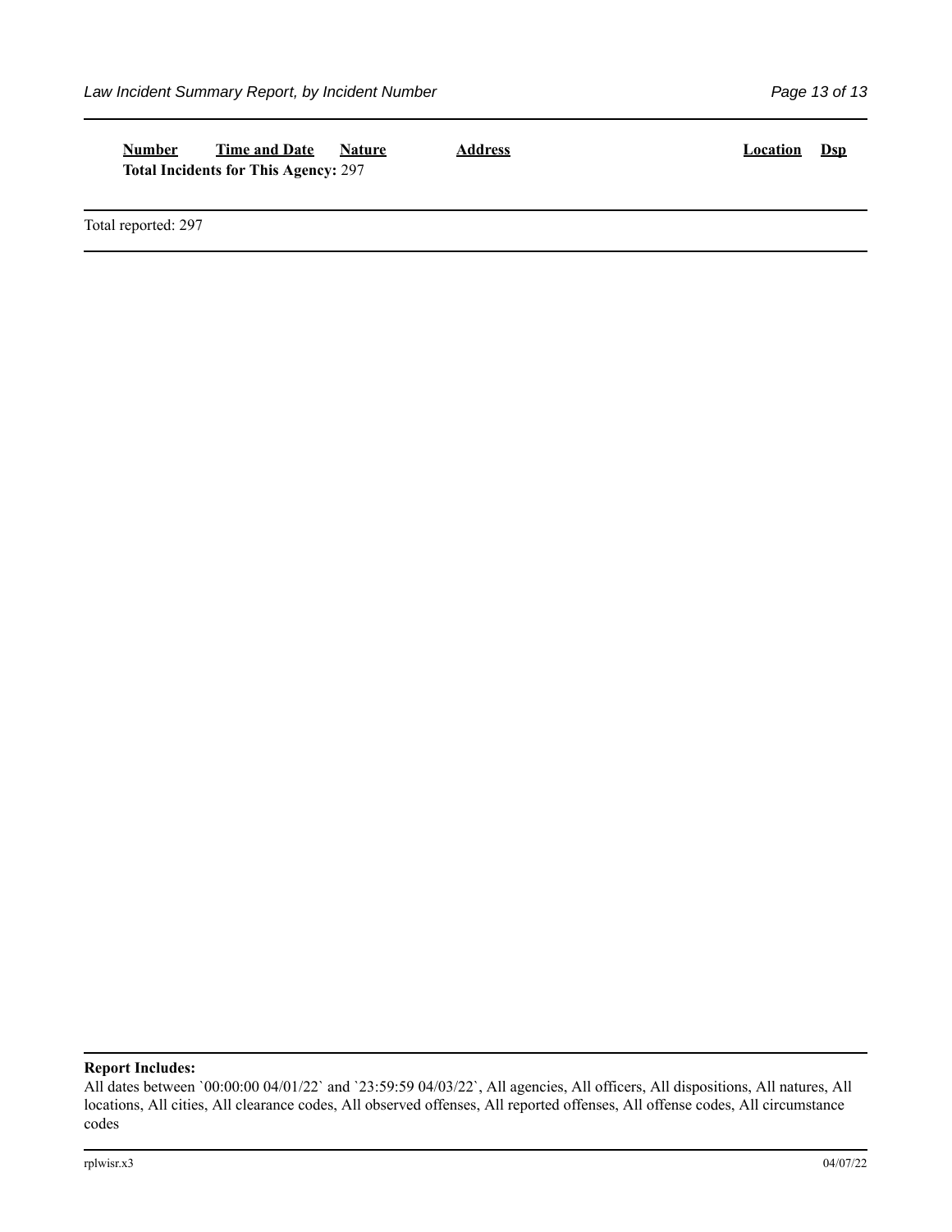| Number | Time and Date | Nature | Address | Location | Dsp |
|---|---|---|---|---|---|

**Total Incidents for This Agency:** 297

Total reported: 297

**Report Includes:**

All dates between `00:00:00 04/01/22` and `23:59:59 04/03/22`, All agencies, All officers, All dispositions, All natures, All locations, All cities, All clearance codes, All observed offenses, All reported offenses, All offense codes, All circumstance codes

rplwisr.x3 04/07/22